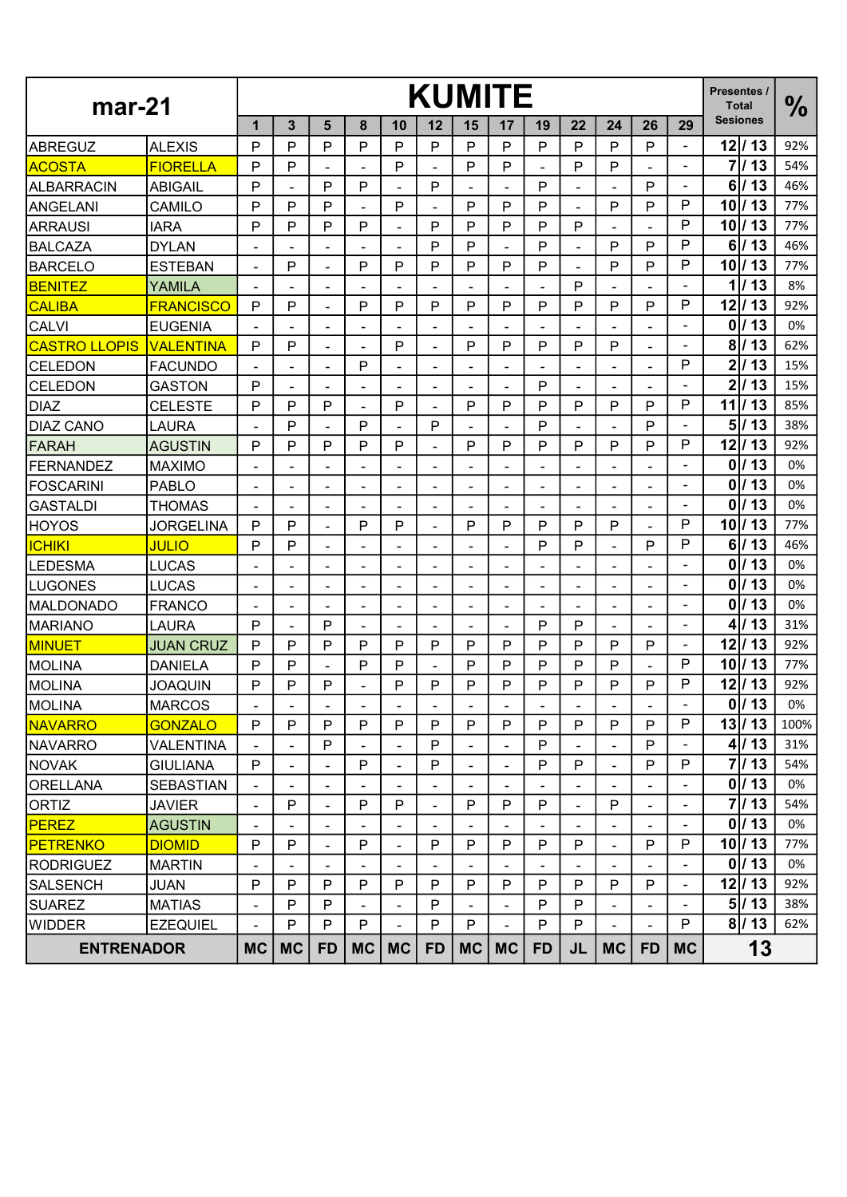| mar-21 | | KUMITE | | | | | | | | | | | | | Presentes / Total Sesiones | | % |
|---|---|---|---|---|---|---|---|---|---|---|---|---|---|---|---|---|---|
| | | 1 | 3 | 5 | 8 | 10 | 12 | 15 | 17 | 19 | 22 | 24 | 26 | 29 | | | |
| ABREGUZ | ALEXIS | P | P | P | P | P | P | P | P | P | P | P | P | - | 12 | / 13 | 92% |
| ACOSTA | FIORELLA | P | P | - | - | P | - | P | P | - | P | P | - | - | 7 | / 13 | 54% |
| ALBARRACIN | ABIGAIL | P | - | P | P | - | P | - | - | P | - | - | P | - | 6 | / 13 | 46% |
| ANGELANI | CAMILO | P | P | P | - | P | - | P | P | P | - | P | P | P | 10 | / 13 | 77% |
| ARRAUSI | IARA | P | P | P | P | - | P | P | P | P | P | - | - | P | 10 | / 13 | 77% |
| BALCAZA | DYLAN | - | - | - | - | - | P | P | - | P | - | P | P | P | 6 | / 13 | 46% |
| BARCELO | ESTEBAN | - | P | - | P | P | P | P | P | P | - | P | P | P | 10 | / 13 | 77% |
| BENITEZ | YAMILA | - | - | - | - | - | - | - | - | - | P | - | - | - | 1 | / 13 | 8% |
| CALIBA | FRANCISCO | P | P | - | P | P | P | P | P | P | P | P | P | P | 12 | / 13 | 92% |
| CALVI | EUGENIA | - | - | - | - | - | - | - | - | - | - | - | - | - | 0 | / 13 | 0% |
| CASTRO LLOPIS | VALENTINA | P | P | - | - | P | - | P | P | P | P | P | - | - | 8 | / 13 | 62% |
| CELEDON | FACUNDO | - | - | - | P | - | - | - | - | - | - | - | - | P | 2 | / 13 | 15% |
| CELEDON | GASTON | P | - | - | - | - | - | - | - | P | - | - | - | - | 2 | / 13 | 15% |
| DIAZ | CELESTE | P | P | P | - | P | - | P | P | P | P | P | P | P | 11 | / 13 | 85% |
| DIAZ CANO | LAURA | - | P | - | P | - | P | - | - | P | - | - | P | - | 5 | / 13 | 38% |
| FARAH | AGUSTIN | P | P | P | P | P | - | P | P | P | P | P | P | P | 12 | / 13 | 92% |
| FERNANDEZ | MAXIMO | - | - | - | - | - | - | - | - | - | - | - | - | - | 0 | / 13 | 0% |
| FOSCARINI | PABLO | - | - | - | - | - | - | - | - | - | - | - | - | - | 0 | / 13 | 0% |
| GASTALDI | THOMAS | - | - | - | - | - | - | - | - | - | - | - | - | - | 0 | / 13 | 0% |
| HOYOS | JORGELINA | P | P | - | P | P | - | P | P | P | P | P | - | P | 10 | / 13 | 77% |
| ICHIKI | JULIO | P | P | - | - | - | - | - | - | P | P | - | P | P | 6 | / 13 | 46% |
| LEDESMA | LUCAS | - | - | - | - | - | - | - | - | - | - | - | - | - | 0 | / 13 | 0% |
| LUGONES | LUCAS | - | - | - | - | - | - | - | - | - | - | - | - | - | 0 | / 13 | 0% |
| MALDONADO | FRANCO | - | - | - | - | - | - | - | - | - | - | - | - | - | 0 | / 13 | 0% |
| MARIANO | LAURA | P | - | P | - | - | - | - | - | P | P | - | - | - | 4 | / 13 | 31% |
| MINUET | JUAN CRUZ | P | P | P | P | P | P | P | P | P | P | P | P | - | 12 | / 13 | 92% |
| MOLINA | DANIELA | P | P | - | P | P | - | P | P | P | P | P | - | P | 10 | / 13 | 77% |
| MOLINA | JOAQUIN | P | P | P | - | P | P | P | P | P | P | P | P | P | 12 | / 13 | 92% |
| MOLINA | MARCOS | - | - | - | - | - | - | - | - | - | - | - | - | - | 0 | / 13 | 0% |
| NAVARRO | GONZALO | P | P | P | P | P | P | P | P | P | P | P | P | P | 13 | / 13 | 100% |
| NAVARRO | VALENTINA | - | - | P | - | - | P | - | - | P | - | - | P | - | 4 | / 13 | 31% |
| NOVAK | GIULIANA | P | - | - | P | - | P | - | - | P | P | - | P | P | 7 | / 13 | 54% |
| ORELLANA | SEBASTIAN | - | - | - | - | - | - | - | - | - | - | - | - | - | 0 | / 13 | 0% |
| ORTIZ | JAVIER | - | P | - | P | P | - | P | P | P | - | P | - | - | 7 | / 13 | 54% |
| PEREZ | AGUSTIN | - | - | - | - | - | - | - | - | - | - | - | - | - | 0 | / 13 | 0% |
| PETRENKO | DIOMID | P | P | - | P | - | P | P | P | P | P | - | P | P | 10 | / 13 | 77% |
| RODRIGUEZ | MARTIN | - | - | - | - | - | - | - | - | - | - | - | - | - | 0 | / 13 | 0% |
| SALSENCH | JUAN | P | P | P | P | P | P | P | P | P | P | P | P | - | 12 | / 13 | 92% |
| SUAREZ | MATIAS | - | P | P | - | - | P | - | - | P | P | - | - | - | 5 | / 13 | 38% |
| WIDDER | EZEQUIEL | - | P | P | P | - | P | P | - | P | P | - | - | P | 8 | / 13 | 62% |
| ENTRENADOR | | MC | MC | FD | MC | MC | FD | MC | MC | FD | JL | MC | FD | MC | 13 | | |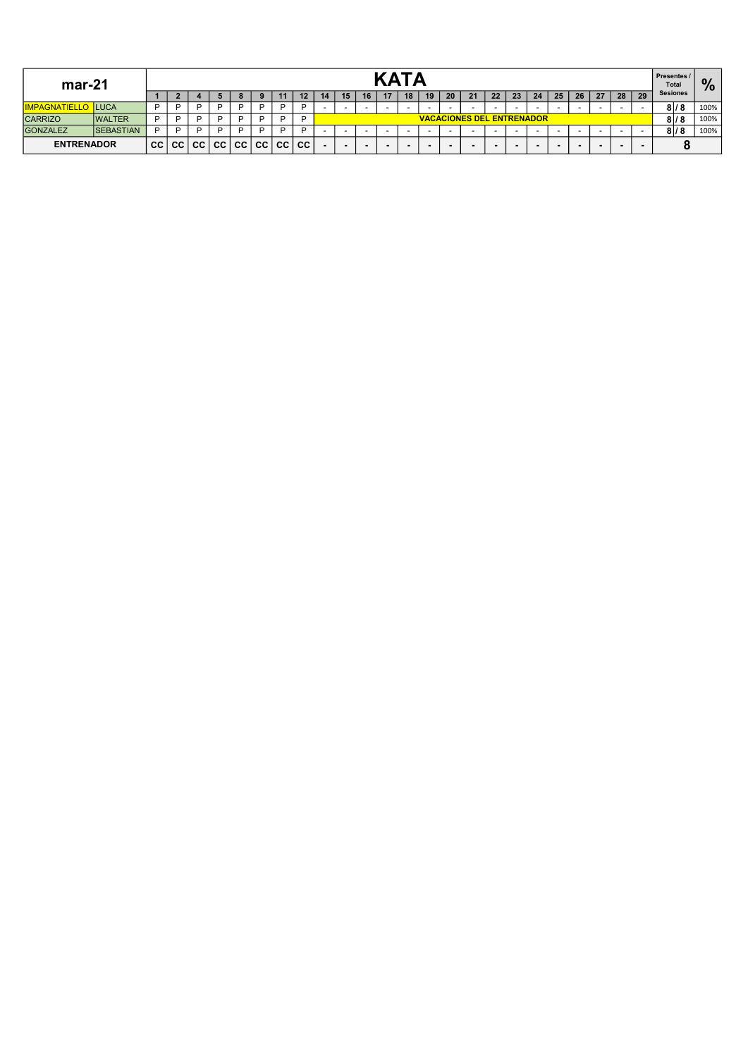| mar-21 | | KATA | | | | | | | | | | | | | | | | | | | | | | | | | | Presentes / Total Sesiones | % |
|---|---|---|---|---|---|---|---|---|---|---|---|---|---|---|---|---|---|---|---|---|---|---|---|---|---|---|---|---|---|
| | | 1 | 2 | 4 | 5 | 8 | 9 | 11 | 12 | 14 | 15 | 16 | 17 | 18 | 19 | 20 | 21 | 22 | 23 | 24 | 25 | 26 | 27 | 28 | 29 | | |
| IMPAGNATIELLO | LUCA | P | P | P | P | P | P | P | P | - | - | - | - | - | - | - | - | - | - | - | - | - | - | - | - | 8 / 8 | 100% |
| CARRIZO | WALTER | P | P | P | P | P | P | P | P | VACACIONES DEL ENTRENADOR | | | | | | | | | | | | | | | | 8 / 8 | 100% |
| GONZALEZ | SEBASTIAN | P | P | P | P | P | P | P | P | - | - | - | - | - | - | - | - | - | - | - | - | - | - | - | - | 8 / 8 | 100% |
| ENTRENADOR | | CC | CC | CC | CC | CC | CC | CC | CC | - | - | - | - | - | - | - | - | - | - | - | - | - | - | - | - | 8 | |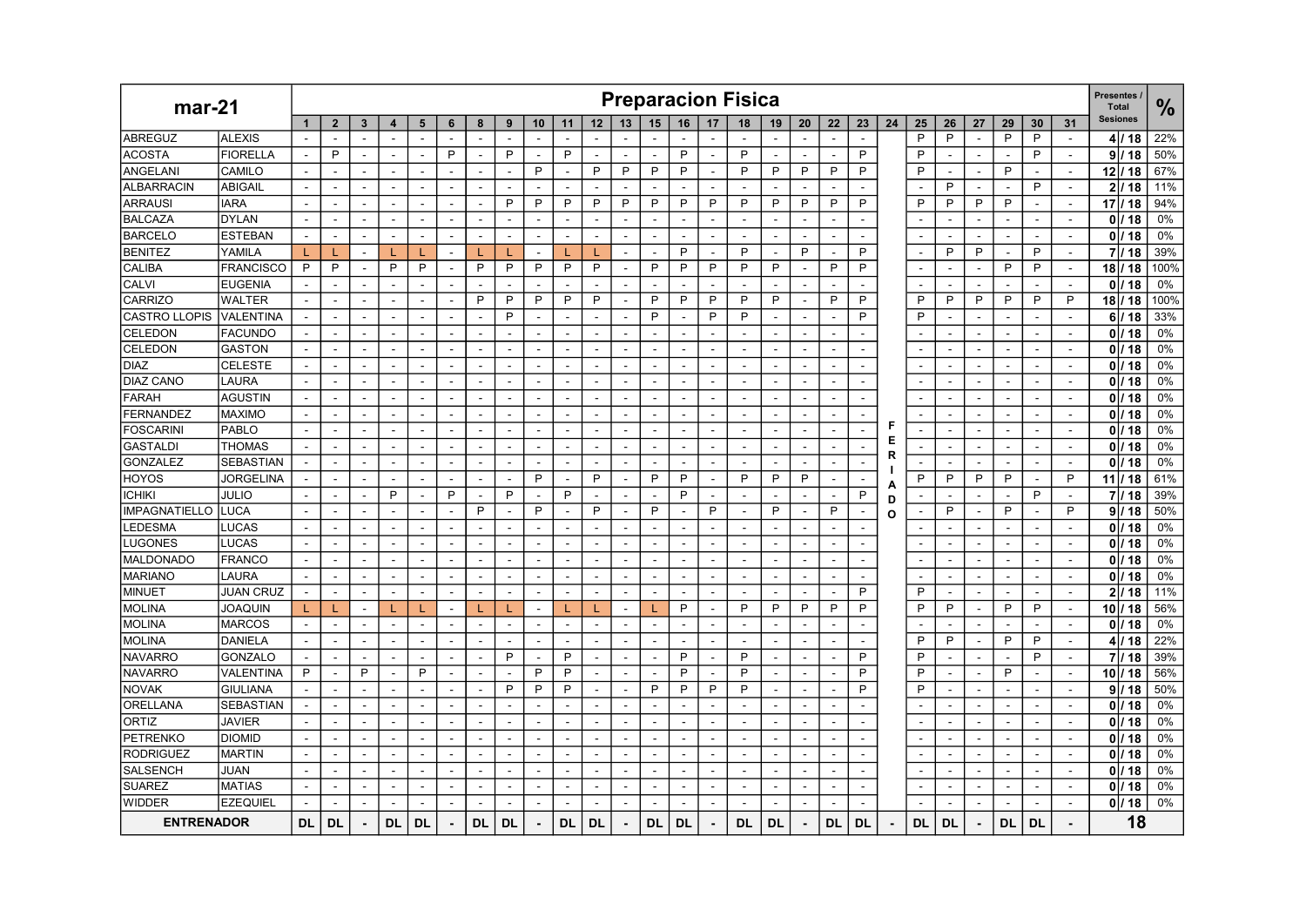| mar-21 | | Preparacion Fisica | | | | | | | | | | | | | | | | | | | | | | | | | | | Presentes / Total Sesiones | % |
|---|---|---|---|---|---|---|---|---|---|---|---|---|---|---|---|---|---|---|---|---|---|---|---|---|---|---|---|---|---|---|
| | | 1 | 2 | 3 | 4 | 5 | 6 | 8 | 9 | 10 | 11 | 12 | 13 | 15 | 16 | 17 | 18 | 19 | 20 | 22 | 23 | 24 | 25 | 26 | 27 | 29 | 30 | 31 | | |
| ABREGUZ | ALEXIS | - | - | - | - | - | - | - | - | - | - | - | - | - | - | - | - | - | - | - | - | FERIADO | P | P | - | P | P | - | 4 / 18 | 22% |
| ACOSTA | FIORELLA | - | P | - | - | - | P | - | P | - | P | - | - | - | P | - | P | - | - | - | P | | P | - | - | - | P | - | 9 / 18 | 50% |
| ANGELANI | CAMILO | - | - | - | - | - | - | - | - | P | - | P | P | P | P | - | P | P | P | P | P | | P | - | - | P | - | - | 12 / 18 | 67% |
| ALBARRACIN | ABIGAIL | - | - | - | - | - | - | - | - | - | - | - | - | - | - | - | - | - | - | - | - | | - | P | - | - | P | - | 2 / 18 | 11% |
| ARRAUSI | IARA | - | - | - | - | - | - | - | P | P | P | P | P | P | P | P | P | P | P | P | P | | P | P | P | P | - | - | 17 / 18 | 94% |
| BALCAZA | DYLAN | - | - | - | - | - | - | - | - | - | - | - | - | - | - | - | - | - | - | - | - | | - | - | - | - | - | - | 0 / 18 | 0% |
| BARCELO | ESTEBAN | - | - | - | - | - | - | - | - | - | - | - | - | - | - | - | - | - | - | - | - | | - | - | - | - | - | - | 0 / 18 | 0% |
| BENITEZ | YAMILA | L | L | - | L | L | - | L | L | - | L | L | - | - | P | - | P | - | P | - | P | | - | P | P | - | P | - | 7 / 18 | 39% |
| CALIBA | FRANCISCO | P | P | - | P | P | - | P | P | P | P | P | - | P | P | P | P | P | - | P | P | | - | - | - | P | P | - | 18 / 18 | 100% |
| CALVI | EUGENIA | - | - | - | - | - | - | - | - | - | - | - | - | - | - | - | - | - | - | - | - | | - | - | - | - | - | - | 0 / 18 | 0% |
| CARRIZO | WALTER | - | - | - | - | - | - | P | P | P | P | P | - | P | P | P | P | P | - | P | P | | P | P | P | P | P | P | 18 / 18 | 100% |
| CASTRO LLOPIS | VALENTINA | - | - | - | - | - | - | - | P | - | - | - | - | P | - | P | P | - | - | - | P | | P | - | - | - | - | - | 6 / 18 | 33% |
| CELEDON | FACUNDO | - | - | - | - | - | - | - | - | - | - | - | - | - | - | - | - | - | - | - | - | | - | - | - | - | - | - | 0 / 18 | 0% |
| CELEDON | GASTON | - | - | - | - | - | - | - | - | - | - | - | - | - | - | - | - | - | - | - | - | | - | - | - | - | - | - | 0 / 18 | 0% |
| DIAZ | CELESTE | - | - | - | - | - | - | - | - | - | - | - | - | - | - | - | - | - | - | - | - | | - | - | - | - | - | - | 0 / 18 | 0% |
| DIAZ CANO | LAURA | - | - | - | - | - | - | - | - | - | - | - | - | - | - | - | - | - | - | - | - | | - | - | - | - | - | - | 0 / 18 | 0% |
| FARAH | AGUSTIN | - | - | - | - | - | - | - | - | - | - | - | - | - | - | - | - | - | - | - | - | | - | - | - | - | - | - | 0 / 18 | 0% |
| FERNANDEZ | MAXIMO | - | - | - | - | - | - | - | - | - | - | - | - | - | - | - | - | - | - | - | - | | - | - | - | - | - | - | 0 / 18 | 0% |
| FOSCARINI | PABLO | - | - | - | - | - | - | - | - | - | - | - | - | - | - | - | - | - | - | - | - | | - | - | - | - | - | - | 0 / 18 | 0% |
| GASTALDI | THOMAS | - | - | - | - | - | - | - | - | - | - | - | - | - | - | - | - | - | - | - | - | | - | - | - | - | - | - | 0 / 18 | 0% |
| GONZALEZ | SEBASTIAN | - | - | - | - | - | - | - | - | - | - | - | - | - | - | - | - | - | - | - | - | | - | - | - | - | - | - | 0 / 18 | 0% |
| HOYOS | JORGELINA | - | - | - | - | - | - | - | - | P | - | P | - | P | P | - | P | P | P | - | - | | P | P | P | P | - | P | 11 / 18 | 61% |
| ICHIKI | JULIO | - | - | - | P | - | P | - | P | - | P | - | - | - | P | - | - | - | - | - | P | | - | - | - | - | P | - | 7 / 18 | 39% |
| IMPAGNATIELLO | LUCA | - | - | - | - | - | - | P | - | P | - | P | - | P | - | P | - | P | - | P | - | | - | P | - | P | - | P | 9 / 18 | 50% |
| LEDESMA | LUCAS | - | - | - | - | - | - | - | - | - | - | - | - | - | - | - | - | - | - | - | - | | - | - | - | - | - | - | 0 / 18 | 0% |
| LUGONES | LUCAS | - | - | - | - | - | - | - | - | - | - | - | - | - | - | - | - | - | - | - | - | | - | - | - | - | - | - | 0 / 18 | 0% |
| MALDONADO | FRANCO | - | - | - | - | - | - | - | - | - | - | - | - | - | - | - | - | - | - | - | - | | - | - | - | - | - | - | 0 / 18 | 0% |
| MARIANO | LAURA | - | - | - | - | - | - | - | - | - | - | - | - | - | - | - | - | - | - | - | - | | - | - | - | - | - | - | 0 / 18 | 0% |
| MINUET | JUAN CRUZ | - | - | - | - | - | - | - | - | - | - | - | - | - | - | - | - | - | - | - | P | | P | - | - | - | - | - | 2 / 18 | 11% |
| MOLINA | JOAQUIN | L | L | - | L | L | - | L | L | - | L | L | - | L | P | - | P | P | P | P | P | | P | P | - | P | P | - | 10 / 18 | 56% |
| MOLINA | MARCOS | - | - | - | - | - | - | - | - | - | - | - | - | - | - | - | - | - | - | - | - | | - | - | - | - | - | - | 0 / 18 | 0% |
| MOLINA | DANIELA | - | - | - | - | - | - | - | - | - | - | - | - | - | - | - | - | - | - | - | - | | P | P | - | P | P | - | 4 / 18 | 22% |
| NAVARRO | GONZALO | - | - | - | - | - | - | - | P | - | P | - | - | - | P | - | P | - | - | - | P | | P | - | - | - | P | - | 7 / 18 | 39% |
| NAVARRO | VALENTINA | P | - | P | - | P | - | - | - | P | P | - | - | - | P | - | P | - | - | - | P | | P | - | - | P | - | - | 10 / 18 | 56% |
| NOVAK | GIULIANA | - | - | - | - | - | - | - | P | P | P | - | - | P | P | P | P | - | - | - | P | | P | - | - | - | - | - | 9 / 18 | 50% |
| ORELLANA | SEBASTIAN | - | - | - | - | - | - | - | - | - | - | - | - | - | - | - | - | - | - | - | - | | - | - | - | - | - | - | 0 / 18 | 0% |
| ORTIZ | JAVIER | - | - | - | - | - | - | - | - | - | - | - | - | - | - | - | - | - | - | - | - | | - | - | - | - | - | - | 0 / 18 | 0% |
| PETRENKO | DIOMID | - | - | - | - | - | - | - | - | - | - | - | - | - | - | - | - | - | - | - | - | | - | - | - | - | - | - | 0 / 18 | 0% |
| RODRIGUEZ | MARTIN | - | - | - | - | - | - | - | - | - | - | - | - | - | - | - | - | - | - | - | - | | - | - | - | - | - | - | 0 / 18 | 0% |
| SALSENCH | JUAN | - | - | - | - | - | - | - | - | - | - | - | - | - | - | - | - | - | - | - | - | | - | - | - | - | - | - | 0 / 18 | 0% |
| SUAREZ | MATIAS | - | - | - | - | - | - | - | - | - | - | - | - | - | - | - | - | - | - | - | - | | - | - | - | - | - | - | 0 / 18 | 0% |
| WIDDER | EZEQUIEL | - | - | - | - | - | - | - | - | - | - | - | - | - | - | - | - | - | - | - | - | | - | - | - | - | - | - | 0 / 18 | 0% |
| ENTRENADOR | | DL | DL | - | DL | DL | - | DL | DL | - | DL | DL | - | DL | DL | - | DL | DL | - | DL | DL | - | DL | DL | - | DL | DL | - | 18 | |